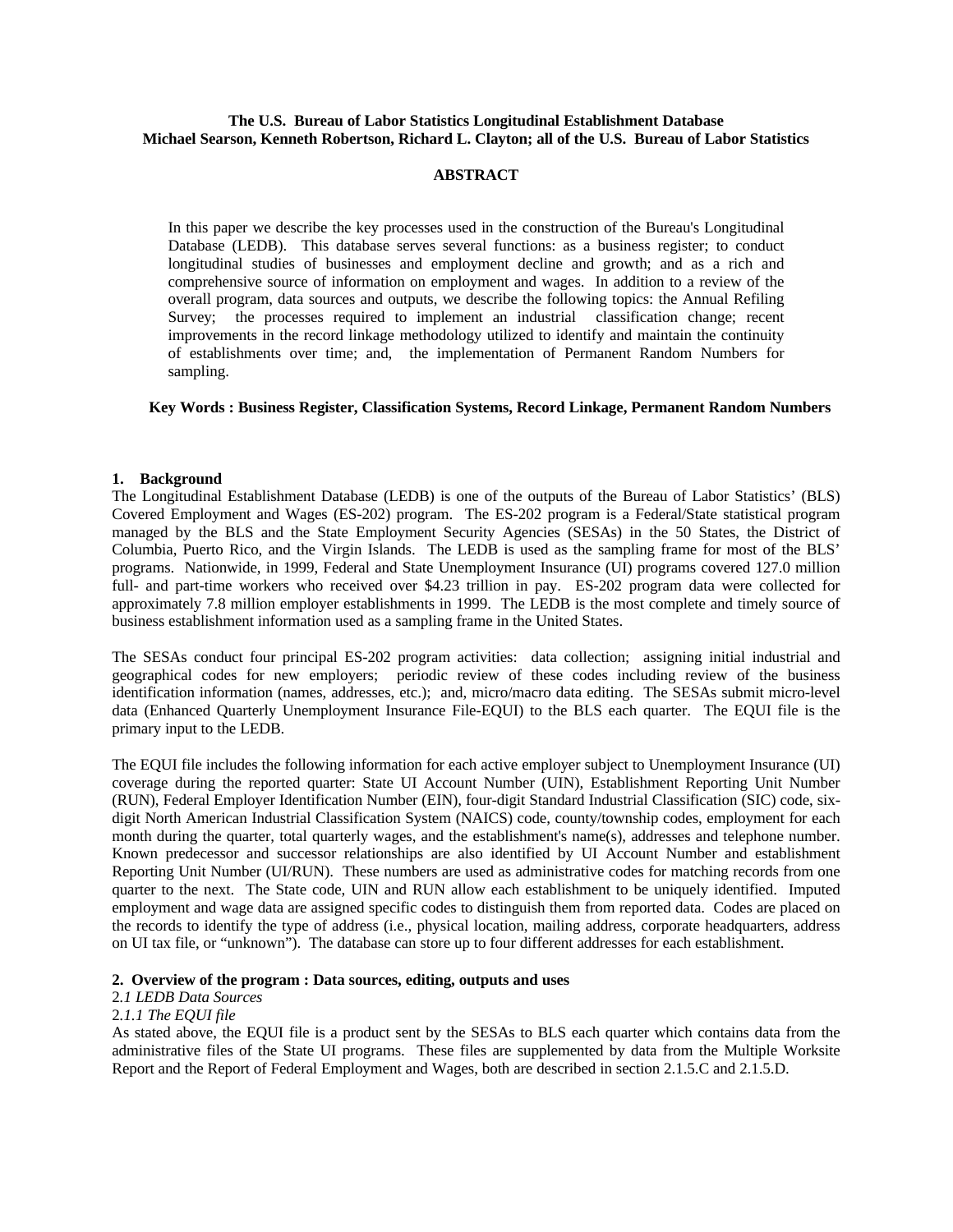**The U.S. Bureau of Labor Statistics Longitudinal Establishment Database**
**Michael Searson, Kenneth Robertson, Richard L. Clayton; all of the U.S. Bureau of Labor Statistics**

**ABSTRACT**

In this paper we describe the key processes used in the construction of the Bureau's Longitudinal Database (LEDB). This database serves several functions: as a business register; to conduct longitudinal studies of businesses and employment decline and growth; and as a rich and comprehensive source of information on employment and wages. In addition to a review of the overall program, data sources and outputs, we describe the following topics: the Annual Refiling Survey; the processes required to implement an industrial classification change; recent improvements in the record linkage methodology utilized to identify and maintain the continuity of establishments over time; and, the implementation of Permanent Random Numbers for sampling.

**Key Words : Business Register, Classification Systems, Record Linkage, Permanent Random Numbers**

## 1. Background

The Longitudinal Establishment Database (LEDB) is one of the outputs of the Bureau of Labor Statistics' (BLS) Covered Employment and Wages (ES-202) program. The ES-202 program is a Federal/State statistical program managed by the BLS and the State Employment Security Agencies (SESAs) in the 50 States, the District of Columbia, Puerto Rico, and the Virgin Islands. The LEDB is used as the sampling frame for most of the BLS' programs. Nationwide, in 1999, Federal and State Unemployment Insurance (UI) programs covered 127.0 million full- and part-time workers who received over $4.23 trillion in pay. ES-202 program data were collected for approximately 7.8 million employer establishments in 1999. The LEDB is the most complete and timely source of business establishment information used as a sampling frame in the United States.

The SESAs conduct four principal ES-202 program activities: data collection; assigning initial industrial and geographical codes for new employers; periodic review of these codes including review of the business identification information (names, addresses, etc.); and, micro/macro data editing. The SESAs submit micro-level data (Enhanced Quarterly Unemployment Insurance File-EQUI) to the BLS each quarter. The EQUI file is the primary input to the LEDB.

The EQUI file includes the following information for each active employer subject to Unemployment Insurance (UI) coverage during the reported quarter: State UI Account Number (UIN), Establishment Reporting Unit Number (RUN), Federal Employer Identification Number (EIN), four-digit Standard Industrial Classification (SIC) code, six-digit North American Industrial Classification System (NAICS) code, county/township codes, employment for each month during the quarter, total quarterly wages, and the establishment's name(s), addresses and telephone number. Known predecessor and successor relationships are also identified by UI Account Number and establishment Reporting Unit Number (UI/RUN). These numbers are used as administrative codes for matching records from one quarter to the next. The State code, UIN and RUN allow each establishment to be uniquely identified. Imputed employment and wage data are assigned specific codes to distinguish them from reported data. Codes are placed on the records to identify the type of address (i.e., physical location, mailing address, corporate headquarters, address on UI tax file, or "unknown"). The database can store up to four different addresses for each establishment.

## 2. Overview of the program : Data sources, editing, outputs and uses

### 2.*1 LEDB Data Sources*

#### 2.*1.1 The EQUI file*

As stated above, the EQUI file is a product sent by the SESAs to BLS each quarter which contains data from the administrative files of the State UI programs. These files are supplemented by data from the Multiple Worksite Report and the Report of Federal Employment and Wages, both are described in section 2.1.5.C and 2.1.5.D.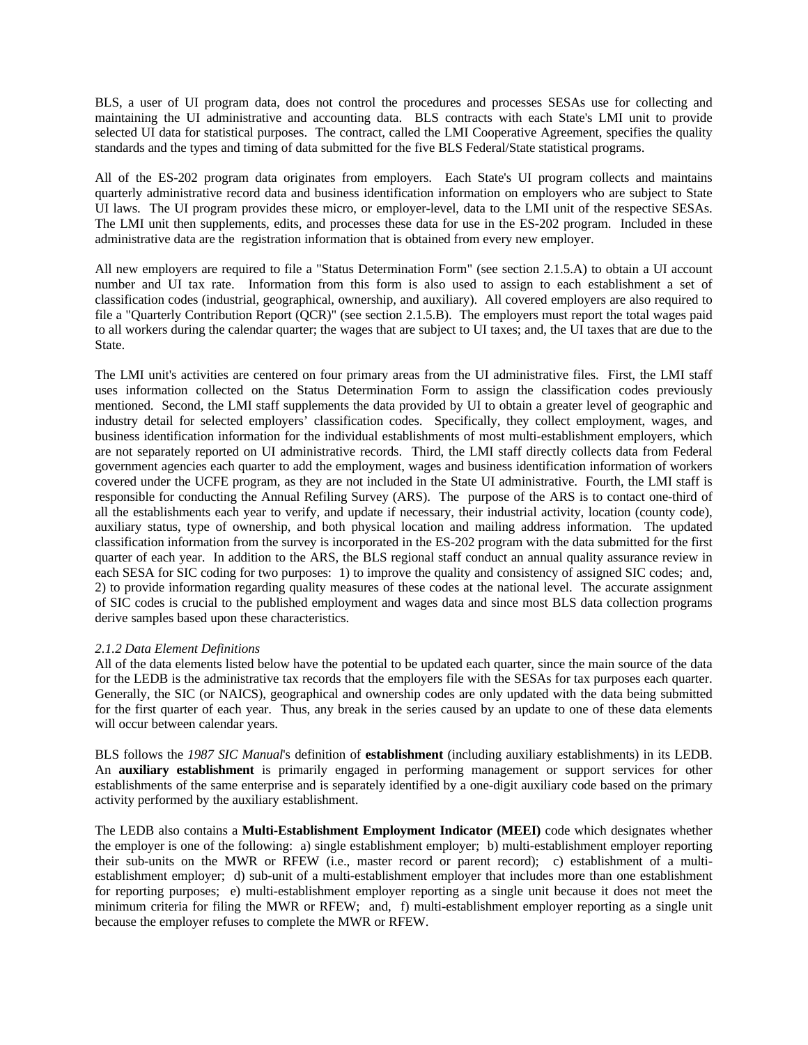BLS, a user of UI program data, does not control the procedures and processes SESAs use for collecting and maintaining the UI administrative and accounting data. BLS contracts with each State's LMI unit to provide selected UI data for statistical purposes. The contract, called the LMI Cooperative Agreement, specifies the quality standards and the types and timing of data submitted for the five BLS Federal/State statistical programs.

All of the ES-202 program data originates from employers. Each State's UI program collects and maintains quarterly administrative record data and business identification information on employers who are subject to State UI laws. The UI program provides these micro, or employer-level, data to the LMI unit of the respective SESAs. The LMI unit then supplements, edits, and processes these data for use in the ES-202 program. Included in these administrative data are the registration information that is obtained from every new employer.

All new employers are required to file a "Status Determination Form" (see section 2.1.5.A) to obtain a UI account number and UI tax rate. Information from this form is also used to assign to each establishment a set of classification codes (industrial, geographical, ownership, and auxiliary). All covered employers are also required to file a "Quarterly Contribution Report (QCR)" (see section 2.1.5.B). The employers must report the total wages paid to all workers during the calendar quarter; the wages that are subject to UI taxes; and, the UI taxes that are due to the State.

The LMI unit's activities are centered on four primary areas from the UI administrative files. First, the LMI staff uses information collected on the Status Determination Form to assign the classification codes previously mentioned. Second, the LMI staff supplements the data provided by UI to obtain a greater level of geographic and industry detail for selected employers' classification codes. Specifically, they collect employment, wages, and business identification information for the individual establishments of most multi-establishment employers, which are not separately reported on UI administrative records. Third, the LMI staff directly collects data from Federal government agencies each quarter to add the employment, wages and business identification information of workers covered under the UCFE program, as they are not included in the State UI administrative. Fourth, the LMI staff is responsible for conducting the Annual Refiling Survey (ARS). The purpose of the ARS is to contact one-third of all the establishments each year to verify, and update if necessary, their industrial activity, location (county code), auxiliary status, type of ownership, and both physical location and mailing address information. The updated classification information from the survey is incorporated in the ES-202 program with the data submitted for the first quarter of each year. In addition to the ARS, the BLS regional staff conduct an annual quality assurance review in each SESA for SIC coding for two purposes: 1) to improve the quality and consistency of assigned SIC codes; and, 2) to provide information regarding quality measures of these codes at the national level. The accurate assignment of SIC codes is crucial to the published employment and wages data and since most BLS data collection programs derive samples based upon these characteristics.

*2.1.2 Data Element Definitions*

All of the data elements listed below have the potential to be updated each quarter, since the main source of the data for the LEDB is the administrative tax records that the employers file with the SESAs for tax purposes each quarter. Generally, the SIC (or NAICS), geographical and ownership codes are only updated with the data being submitted for the first quarter of each year. Thus, any break in the series caused by an update to one of these data elements will occur between calendar years.

BLS follows the *1987 SIC Manual*'s definition of **establishment** (including auxiliary establishments) in its LEDB. An **auxiliary establishment** is primarily engaged in performing management or support services for other establishments of the same enterprise and is separately identified by a one-digit auxiliary code based on the primary activity performed by the auxiliary establishment.

The LEDB also contains a **Multi-Establishment Employment Indicator (MEEI)** code which designates whether the employer is one of the following: a) single establishment employer; b) multi-establishment employer reporting their sub-units on the MWR or RFEW (i.e., master record or parent record); c) establishment of a multi-establishment employer; d) sub-unit of a multi-establishment employer that includes more than one establishment for reporting purposes; e) multi-establishment employer reporting as a single unit because it does not meet the minimum criteria for filing the MWR or RFEW; and, f) multi-establishment employer reporting as a single unit because the employer refuses to complete the MWR or RFEW.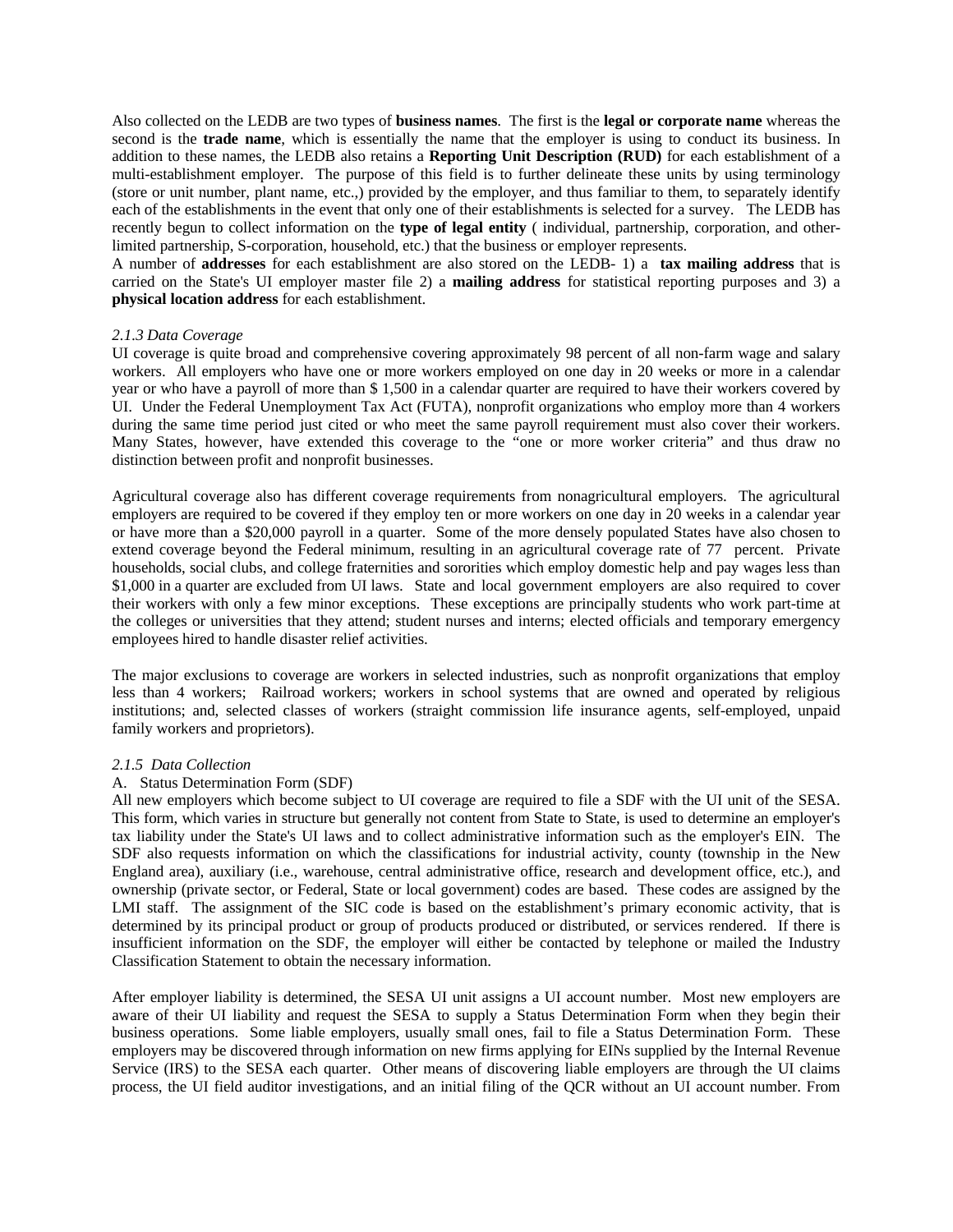Also collected on the LEDB are two types of **business names**. The first is the **legal or corporate name** whereas the second is the **trade name**, which is essentially the name that the employer is using to conduct its business. In addition to these names, the LEDB also retains a **Reporting Unit Description (RUD)** for each establishment of a multi-establishment employer. The purpose of this field is to further delineate these units by using terminology (store or unit number, plant name, etc.,) provided by the employer, and thus familiar to them, to separately identify each of the establishments in the event that only one of their establishments is selected for a survey. The LEDB has recently begun to collect information on the **type of legal entity** ( individual, partnership, corporation, and other-limited partnership, S-corporation, household, etc.) that the business or employer represents.

A number of **addresses** for each establishment are also stored on the LEDB- 1) a **tax mailing address** that is carried on the State's UI employer master file 2) a **mailing address** for statistical reporting purposes and 3) a **physical location address** for each establishment.

*2.1.3 Data Coverage*

UI coverage is quite broad and comprehensive covering approximately 98 percent of all non-farm wage and salary workers. All employers who have one or more workers employed on one day in 20 weeks or more in a calendar year or who have a payroll of more than $ 1,500 in a calendar quarter are required to have their workers covered by UI. Under the Federal Unemployment Tax Act (FUTA), nonprofit organizations who employ more than 4 workers during the same time period just cited or who meet the same payroll requirement must also cover their workers. Many States, however, have extended this coverage to the "one or more worker criteria" and thus draw no distinction between profit and nonprofit businesses.

Agricultural coverage also has different coverage requirements from nonagricultural employers. The agricultural employers are required to be covered if they employ ten or more workers on one day in 20 weeks in a calendar year or have more than a $20,000 payroll in a quarter. Some of the more densely populated States have also chosen to extend coverage beyond the Federal minimum, resulting in an agricultural coverage rate of 77 percent. Private households, social clubs, and college fraternities and sororities which employ domestic help and pay wages less than $1,000 in a quarter are excluded from UI laws. State and local government employers are also required to cover their workers with only a few minor exceptions. These exceptions are principally students who work part-time at the colleges or universities that they attend; student nurses and interns; elected officials and temporary emergency employees hired to handle disaster relief activities.

The major exclusions to coverage are workers in selected industries, such as nonprofit organizations that employ less than 4 workers; Railroad workers; workers in school systems that are owned and operated by religious institutions; and, selected classes of workers (straight commission life insurance agents, self-employed, unpaid family workers and proprietors).

*2.1.5 Data Collection*

A. Status Determination Form (SDF)

All new employers which become subject to UI coverage are required to file a SDF with the UI unit of the SESA. This form, which varies in structure but generally not content from State to State, is used to determine an employer's tax liability under the State's UI laws and to collect administrative information such as the employer's EIN. The SDF also requests information on which the classifications for industrial activity, county (township in the New England area), auxiliary (i.e., warehouse, central administrative office, research and development office, etc.), and ownership (private sector, or Federal, State or local government) codes are based. These codes are assigned by the LMI staff. The assignment of the SIC code is based on the establishment's primary economic activity, that is determined by its principal product or group of products produced or distributed, or services rendered. If there is insufficient information on the SDF, the employer will either be contacted by telephone or mailed the Industry Classification Statement to obtain the necessary information.

After employer liability is determined, the SESA UI unit assigns a UI account number. Most new employers are aware of their UI liability and request the SESA to supply a Status Determination Form when they begin their business operations. Some liable employers, usually small ones, fail to file a Status Determination Form. These employers may be discovered through information on new firms applying for EINs supplied by the Internal Revenue Service (IRS) to the SESA each quarter. Other means of discovering liable employers are through the UI claims process, the UI field auditor investigations, and an initial filing of the QCR without an UI account number. From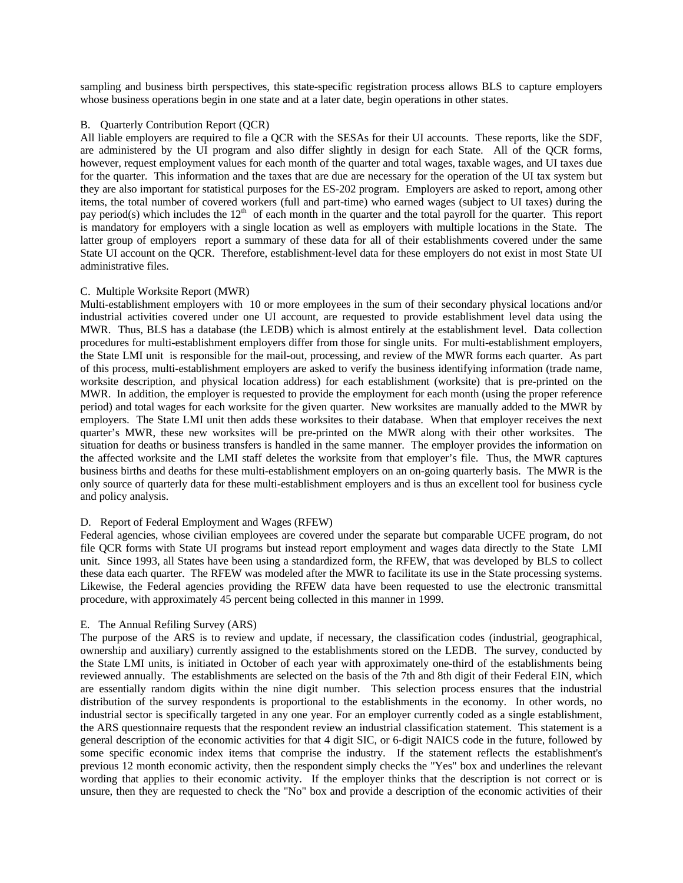sampling and business birth perspectives, this state-specific registration process allows BLS to capture employers whose business operations begin in one state and at a later date, begin operations in other states.

B. Quarterly Contribution Report (QCR)

All liable employers are required to file a QCR with the SESAs for their UI accounts. These reports, like the SDF, are administered by the UI program and also differ slightly in design for each State. All of the QCR forms, however, request employment values for each month of the quarter and total wages, taxable wages, and UI taxes due for the quarter. This information and the taxes that are due are necessary for the operation of the UI tax system but they are also important for statistical purposes for the ES-202 program. Employers are asked to report, among other items, the total number of covered workers (full and part-time) who earned wages (subject to UI taxes) during the pay period(s) which includes the 12th of each month in the quarter and the total payroll for the quarter. This report is mandatory for employers with a single location as well as employers with multiple locations in the State. The latter group of employers report a summary of these data for all of their establishments covered under the same State UI account on the QCR. Therefore, establishment-level data for these employers do not exist in most State UI administrative files.

C. Multiple Worksite Report (MWR)

Multi-establishment employers with 10 or more employees in the sum of their secondary physical locations and/or industrial activities covered under one UI account, are requested to provide establishment level data using the MWR. Thus, BLS has a database (the LEDB) which is almost entirely at the establishment level. Data collection procedures for multi-establishment employers differ from those for single units. For multi-establishment employers, the State LMI unit is responsible for the mail-out, processing, and review of the MWR forms each quarter. As part of this process, multi-establishment employers are asked to verify the business identifying information (trade name, worksite description, and physical location address) for each establishment (worksite) that is pre-printed on the MWR. In addition, the employer is requested to provide the employment for each month (using the proper reference period) and total wages for each worksite for the given quarter. New worksites are manually added to the MWR by employers. The State LMI unit then adds these worksites to their database. When that employer receives the next quarter's MWR, these new worksites will be pre-printed on the MWR along with their other worksites. The situation for deaths or business transfers is handled in the same manner. The employer provides the information on the affected worksite and the LMI staff deletes the worksite from that employer's file. Thus, the MWR captures business births and deaths for these multi-establishment employers on an on-going quarterly basis. The MWR is the only source of quarterly data for these multi-establishment employers and is thus an excellent tool for business cycle and policy analysis.

D. Report of Federal Employment and Wages (RFEW)

Federal agencies, whose civilian employees are covered under the separate but comparable UCFE program, do not file QCR forms with State UI programs but instead report employment and wages data directly to the State LMI unit. Since 1993, all States have been using a standardized form, the RFEW, that was developed by BLS to collect these data each quarter. The RFEW was modeled after the MWR to facilitate its use in the State processing systems. Likewise, the Federal agencies providing the RFEW data have been requested to use the electronic transmittal procedure, with approximately 45 percent being collected in this manner in 1999.

E. The Annual Refiling Survey (ARS)

The purpose of the ARS is to review and update, if necessary, the classification codes (industrial, geographical, ownership and auxiliary) currently assigned to the establishments stored on the LEDB. The survey, conducted by the State LMI units, is initiated in October of each year with approximately one-third of the establishments being reviewed annually. The establishments are selected on the basis of the 7th and 8th digit of their Federal EIN, which are essentially random digits within the nine digit number. This selection process ensures that the industrial distribution of the survey respondents is proportional to the establishments in the economy. In other words, no industrial sector is specifically targeted in any one year. For an employer currently coded as a single establishment, the ARS questionnaire requests that the respondent review an industrial classification statement. This statement is a general description of the economic activities for that 4 digit SIC, or 6-digit NAICS code in the future, followed by some specific economic index items that comprise the industry. If the statement reflects the establishment's previous 12 month economic activity, then the respondent simply checks the "Yes" box and underlines the relevant wording that applies to their economic activity. If the employer thinks that the description is not correct or is unsure, then they are requested to check the "No" box and provide a description of the economic activities of their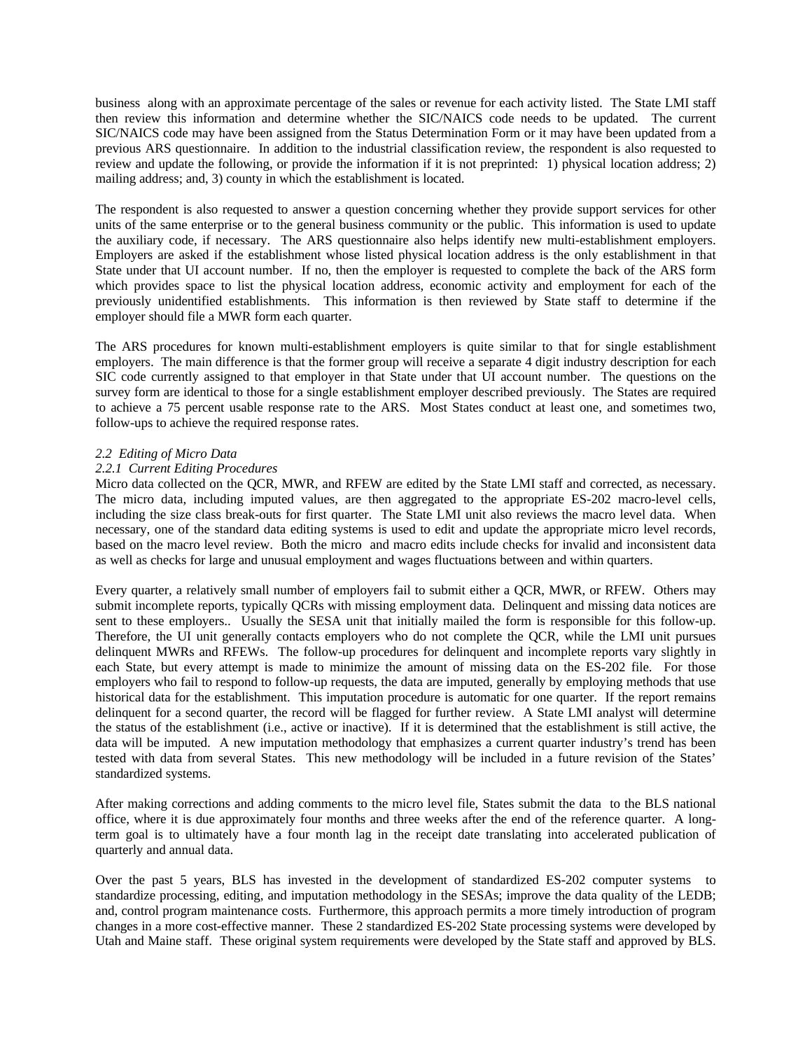business along with an approximate percentage of the sales or revenue for each activity listed. The State LMI staff then review this information and determine whether the SIC/NAICS code needs to be updated. The current SIC/NAICS code may have been assigned from the Status Determination Form or it may have been updated from a previous ARS questionnaire. In addition to the industrial classification review, the respondent is also requested to review and update the following, or provide the information if it is not preprinted: 1) physical location address; 2) mailing address; and, 3) county in which the establishment is located.

The respondent is also requested to answer a question concerning whether they provide support services for other units of the same enterprise or to the general business community or the public. This information is used to update the auxiliary code, if necessary. The ARS questionnaire also helps identify new multi-establishment employers. Employers are asked if the establishment whose listed physical location address is the only establishment in that State under that UI account number. If no, then the employer is requested to complete the back of the ARS form which provides space to list the physical location address, economic activity and employment for each of the previously unidentified establishments. This information is then reviewed by State staff to determine if the employer should file a MWR form each quarter.

The ARS procedures for known multi-establishment employers is quite similar to that for single establishment employers. The main difference is that the former group will receive a separate 4 digit industry description for each SIC code currently assigned to that employer in that State under that UI account number. The questions on the survey form are identical to those for a single establishment employer described previously. The States are required to achieve a 75 percent usable response rate to the ARS. Most States conduct at least one, and sometimes two, follow-ups to achieve the required response rates.

*2.2 Editing of Micro Data*

*2.2.1 Current Editing Procedures*

Micro data collected on the QCR, MWR, and RFEW are edited by the State LMI staff and corrected, as necessary. The micro data, including imputed values, are then aggregated to the appropriate ES-202 macro-level cells, including the size class break-outs for first quarter. The State LMI unit also reviews the macro level data. When necessary, one of the standard data editing systems is used to edit and update the appropriate micro level records, based on the macro level review. Both the micro and macro edits include checks for invalid and inconsistent data as well as checks for large and unusual employment and wages fluctuations between and within quarters.

Every quarter, a relatively small number of employers fail to submit either a QCR, MWR, or RFEW. Others may submit incomplete reports, typically QCRs with missing employment data. Delinquent and missing data notices are sent to these employers.. Usually the SESA unit that initially mailed the form is responsible for this follow-up. Therefore, the UI unit generally contacts employers who do not complete the QCR, while the LMI unit pursues delinquent MWRs and RFEWs. The follow-up procedures for delinquent and incomplete reports vary slightly in each State, but every attempt is made to minimize the amount of missing data on the ES-202 file. For those employers who fail to respond to follow-up requests, the data are imputed, generally by employing methods that use historical data for the establishment. This imputation procedure is automatic for one quarter. If the report remains delinquent for a second quarter, the record will be flagged for further review. A State LMI analyst will determine the status of the establishment (i.e., active or inactive). If it is determined that the establishment is still active, the data will be imputed. A new imputation methodology that emphasizes a current quarter industry's trend has been tested with data from several States. This new methodology will be included in a future revision of the States' standardized systems.

After making corrections and adding comments to the micro level file, States submit the data to the BLS national office, where it is due approximately four months and three weeks after the end of the reference quarter. A long-term goal is to ultimately have a four month lag in the receipt date translating into accelerated publication of quarterly and annual data.

Over the past 5 years, BLS has invested in the development of standardized ES-202 computer systems to standardize processing, editing, and imputation methodology in the SESAs; improve the data quality of the LEDB; and, control program maintenance costs. Furthermore, this approach permits a more timely introduction of program changes in a more cost-effective manner. These 2 standardized ES-202 State processing systems were developed by Utah and Maine staff. These original system requirements were developed by the State staff and approved by BLS.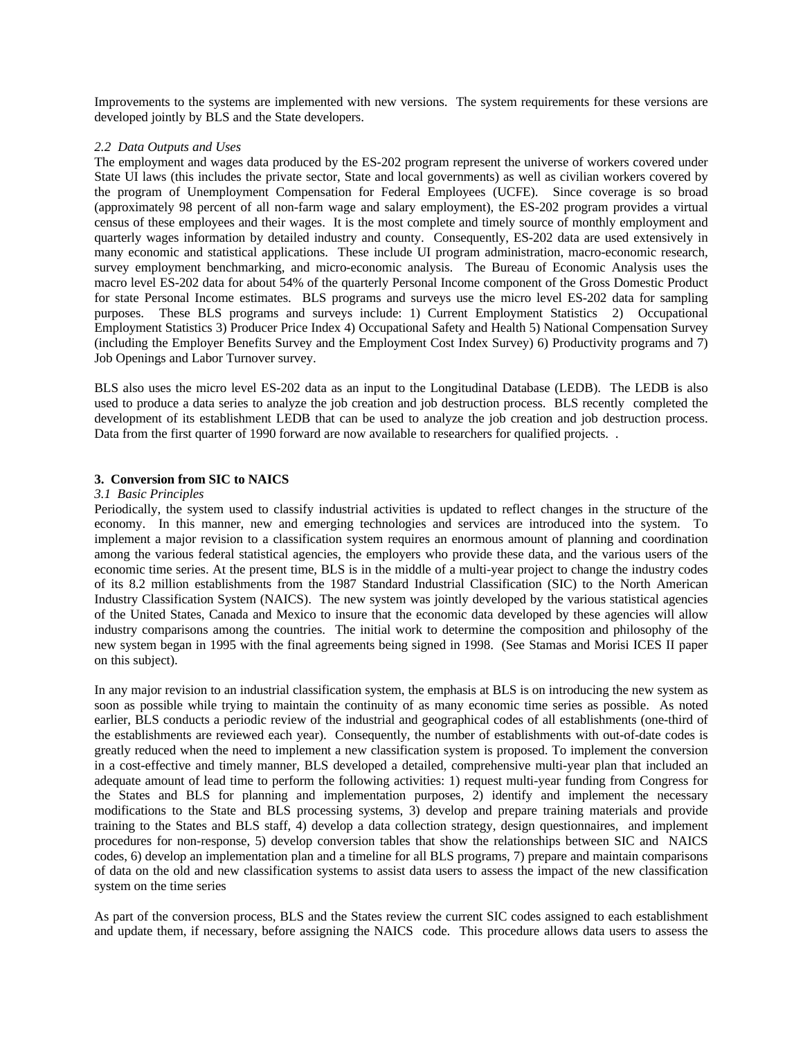Improvements to the systems are implemented with new versions. The system requirements for these versions are developed jointly by BLS and the State developers.

*2.2 Data Outputs and Uses*

The employment and wages data produced by the ES-202 program represent the universe of workers covered under State UI laws (this includes the private sector, State and local governments) as well as civilian workers covered by the program of Unemployment Compensation for Federal Employees (UCFE). Since coverage is so broad (approximately 98 percent of all non-farm wage and salary employment), the ES-202 program provides a virtual census of these employees and their wages. It is the most complete and timely source of monthly employment and quarterly wages information by detailed industry and county. Consequently, ES-202 data are used extensively in many economic and statistical applications. These include UI program administration, macro-economic research, survey employment benchmarking, and micro-economic analysis. The Bureau of Economic Analysis uses the macro level ES-202 data for about 54% of the quarterly Personal Income component of the Gross Domestic Product for state Personal Income estimates. BLS programs and surveys use the micro level ES-202 data for sampling purposes. These BLS programs and surveys include: 1) Current Employment Statistics 2) Occupational Employment Statistics 3) Producer Price Index 4) Occupational Safety and Health 5) National Compensation Survey (including the Employer Benefits Survey and the Employment Cost Index Survey) 6) Productivity programs and 7) Job Openings and Labor Turnover survey.

BLS also uses the micro level ES-202 data as an input to the Longitudinal Database (LEDB). The LEDB is also used to produce a data series to analyze the job creation and job destruction process. BLS recently completed the development of its establishment LEDB that can be used to analyze the job creation and job destruction process. Data from the first quarter of 1990 forward are now available to researchers for qualified projects. .

## 3. Conversion from SIC to NAICS

*3.1 Basic Principles*

Periodically, the system used to classify industrial activities is updated to reflect changes in the structure of the economy. In this manner, new and emerging technologies and services are introduced into the system. To implement a major revision to a classification system requires an enormous amount of planning and coordination among the various federal statistical agencies, the employers who provide these data, and the various users of the economic time series. At the present time, BLS is in the middle of a multi-year project to change the industry codes of its 8.2 million establishments from the 1987 Standard Industrial Classification (SIC) to the North American Industry Classification System (NAICS). The new system was jointly developed by the various statistical agencies of the United States, Canada and Mexico to insure that the economic data developed by these agencies will allow industry comparisons among the countries. The initial work to determine the composition and philosophy of the new system began in 1995 with the final agreements being signed in 1998. (See Stamas and Morisi ICES II paper on this subject).

In any major revision to an industrial classification system, the emphasis at BLS is on introducing the new system as soon as possible while trying to maintain the continuity of as many economic time series as possible. As noted earlier, BLS conducts a periodic review of the industrial and geographical codes of all establishments (one-third of the establishments are reviewed each year). Consequently, the number of establishments with out-of-date codes is greatly reduced when the need to implement a new classification system is proposed. To implement the conversion in a cost-effective and timely manner, BLS developed a detailed, comprehensive multi-year plan that included an adequate amount of lead time to perform the following activities: 1) request multi-year funding from Congress for the States and BLS for planning and implementation purposes, 2) identify and implement the necessary modifications to the State and BLS processing systems, 3) develop and prepare training materials and provide training to the States and BLS staff, 4) develop a data collection strategy, design questionnaires, and implement procedures for non-response, 5) develop conversion tables that show the relationships between SIC and NAICS codes, 6) develop an implementation plan and a timeline for all BLS programs, 7) prepare and maintain comparisons of data on the old and new classification systems to assist data users to assess the impact of the new classification system on the time series

As part of the conversion process, BLS and the States review the current SIC codes assigned to each establishment and update them, if necessary, before assigning the NAICS code. This procedure allows data users to assess the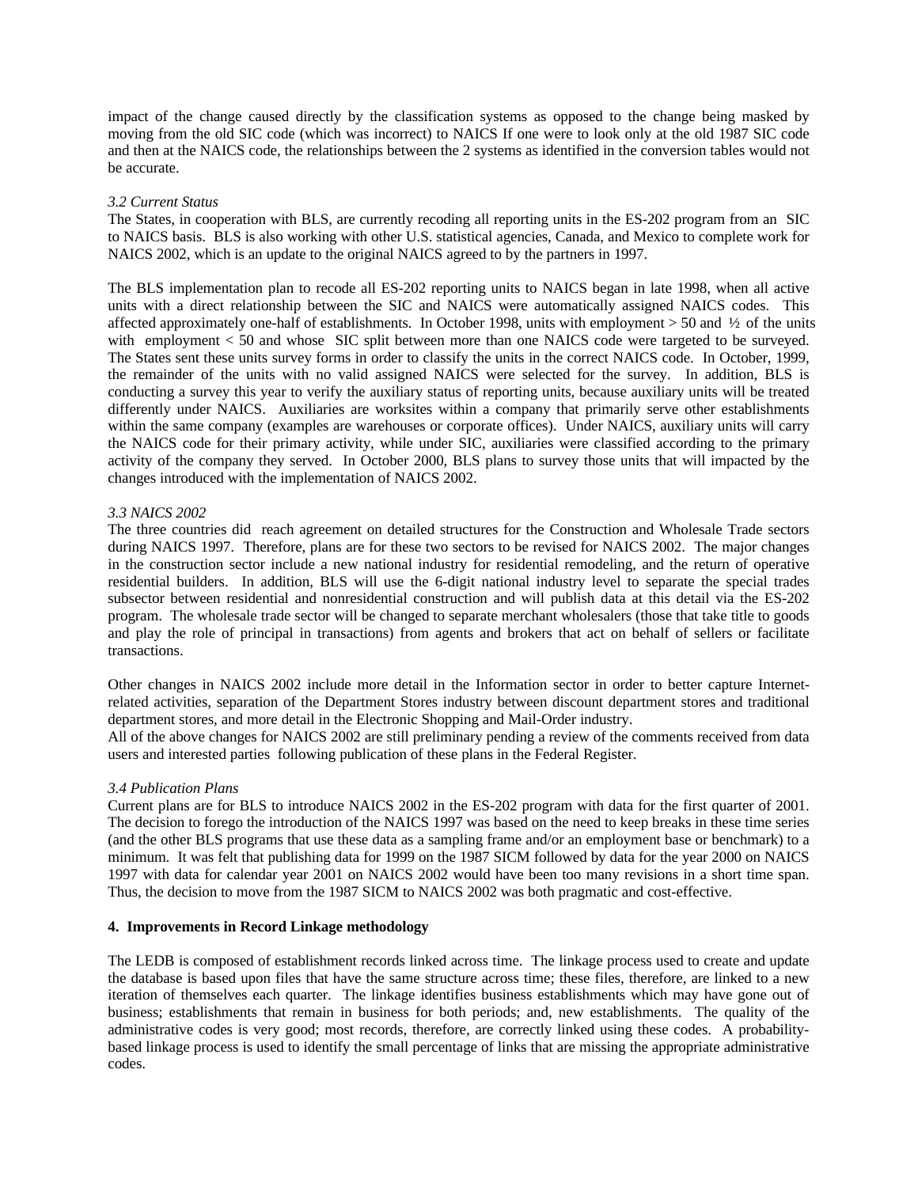impact of the change caused directly by the classification systems as opposed to the change being masked by moving from the old SIC code (which was incorrect) to NAICS If one were to look only at the old 1987 SIC code and then at the NAICS code, the relationships between the 2 systems as identified in the conversion tables would not be accurate.

*3.2 Current Status*

The States, in cooperation with BLS, are currently recoding all reporting units in the ES-202 program from an SIC to NAICS basis. BLS is also working with other U.S. statistical agencies, Canada, and Mexico to complete work for NAICS 2002, which is an update to the original NAICS agreed to by the partners in 1997.

The BLS implementation plan to recode all ES-202 reporting units to NAICS began in late 1998, when all active units with a direct relationship between the SIC and NAICS were automatically assigned NAICS codes. This affected approximately one-half of establishments. In October 1998, units with employment > 50 and ½ of the units with employment < 50 and whose SIC split between more than one NAICS code were targeted to be surveyed. The States sent these units survey forms in order to classify the units in the correct NAICS code. In October, 1999, the remainder of the units with no valid assigned NAICS were selected for the survey. In addition, BLS is conducting a survey this year to verify the auxiliary status of reporting units, because auxiliary units will be treated differently under NAICS. Auxiliaries are worksites within a company that primarily serve other establishments within the same company (examples are warehouses or corporate offices). Under NAICS, auxiliary units will carry the NAICS code for their primary activity, while under SIC, auxiliaries were classified according to the primary activity of the company they served. In October 2000, BLS plans to survey those units that will impacted by the changes introduced with the implementation of NAICS 2002.

*3.3 NAICS 2002*

The three countries did reach agreement on detailed structures for the Construction and Wholesale Trade sectors during NAICS 1997. Therefore, plans are for these two sectors to be revised for NAICS 2002. The major changes in the construction sector include a new national industry for residential remodeling, and the return of operative residential builders. In addition, BLS will use the 6-digit national industry level to separate the special trades subsector between residential and nonresidential construction and will publish data at this detail via the ES-202 program. The wholesale trade sector will be changed to separate merchant wholesalers (those that take title to goods and play the role of principal in transactions) from agents and brokers that act on behalf of sellers or facilitate transactions.

Other changes in NAICS 2002 include more detail in the Information sector in order to better capture Internet-related activities, separation of the Department Stores industry between discount department stores and traditional department stores, and more detail in the Electronic Shopping and Mail-Order industry.
All of the above changes for NAICS 2002 are still preliminary pending a review of the comments received from data users and interested parties following publication of these plans in the Federal Register.

*3.4 Publication Plans*

Current plans are for BLS to introduce NAICS 2002 in the ES-202 program with data for the first quarter of 2001. The decision to forego the introduction of the NAICS 1997 was based on the need to keep breaks in these time series (and the other BLS programs that use these data as a sampling frame and/or an employment base or benchmark) to a minimum. It was felt that publishing data for 1999 on the 1987 SICM followed by data for the year 2000 on NAICS 1997 with data for calendar year 2001 on NAICS 2002 would have been too many revisions in a short time span. Thus, the decision to move from the 1987 SICM to NAICS 2002 was both pragmatic and cost-effective.

## 4. Improvements in Record Linkage methodology

The LEDB is composed of establishment records linked across time. The linkage process used to create and update the database is based upon files that have the same structure across time; these files, therefore, are linked to a new iteration of themselves each quarter. The linkage identifies business establishments which may have gone out of business; establishments that remain in business for both periods; and, new establishments. The quality of the administrative codes is very good; most records, therefore, are correctly linked using these codes. A probability-based linkage process is used to identify the small percentage of links that are missing the appropriate administrative codes.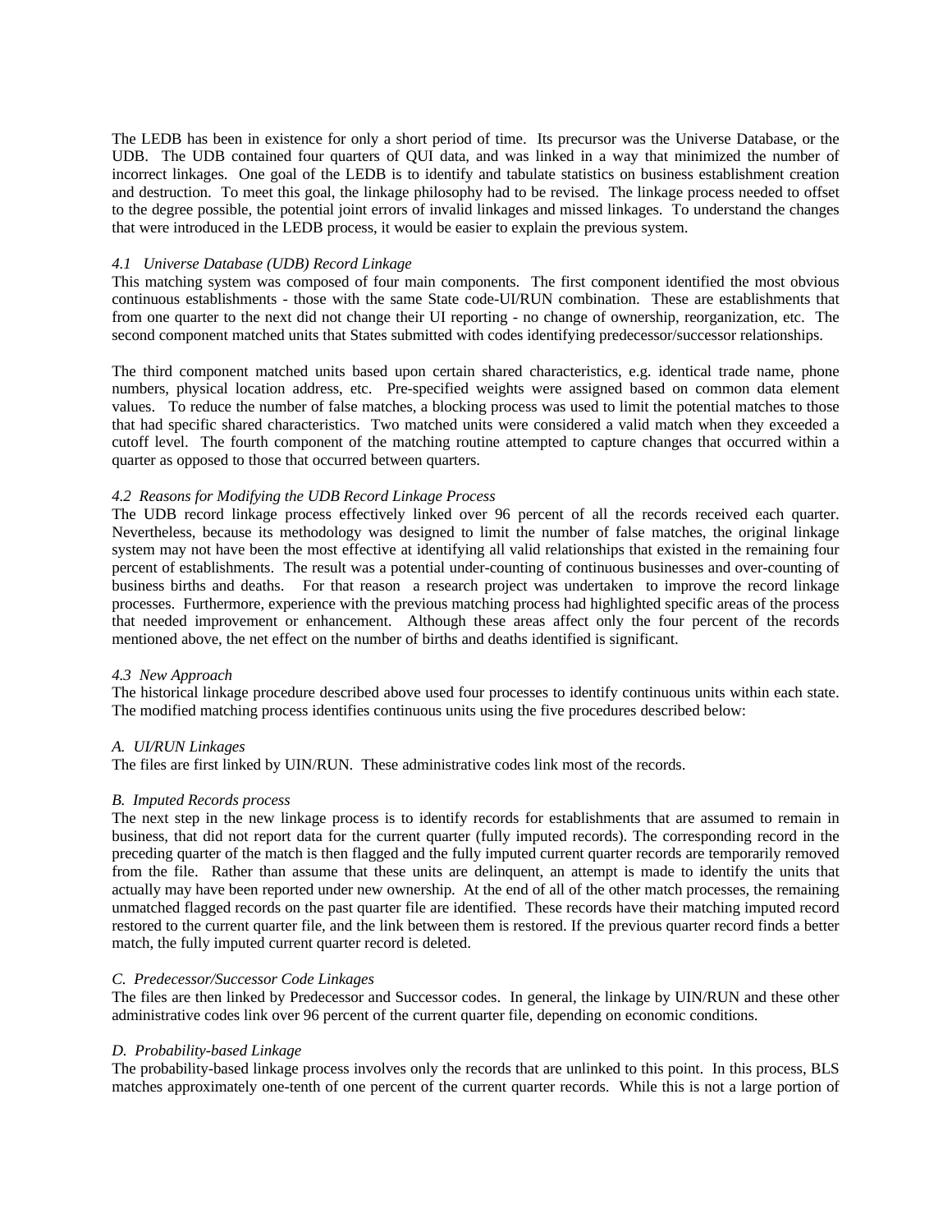The LEDB has been in existence for only a short period of time. Its precursor was the Universe Database, or the UDB. The UDB contained four quarters of QUI data, and was linked in a way that minimized the number of incorrect linkages. One goal of the LEDB is to identify and tabulate statistics on business establishment creation and destruction. To meet this goal, the linkage philosophy had to be revised. The linkage process needed to offset to the degree possible, the potential joint errors of invalid linkages and missed linkages. To understand the changes that were introduced in the LEDB process, it would be easier to explain the previous system.

### *4.1 Universe Database (UDB) Record Linkage*

This matching system was composed of four main components. The first component identified the most obvious continuous establishments - those with the same State code-UI/RUN combination. These are establishments that from one quarter to the next did not change their UI reporting - no change of ownership, reorganization, etc. The second component matched units that States submitted with codes identifying predecessor/successor relationships.

The third component matched units based upon certain shared characteristics, e.g. identical trade name, phone numbers, physical location address, etc. Pre-specified weights were assigned based on common data element values. To reduce the number of false matches, a blocking process was used to limit the potential matches to those that had specific shared characteristics. Two matched units were considered a valid match when they exceeded a cutoff level. The fourth component of the matching routine attempted to capture changes that occurred within a quarter as opposed to those that occurred between quarters.

### *4.2 Reasons for Modifying the UDB Record Linkage Process*

The UDB record linkage process effectively linked over 96 percent of all the records received each quarter. Nevertheless, because its methodology was designed to limit the number of false matches, the original linkage system may not have been the most effective at identifying all valid relationships that existed in the remaining four percent of establishments. The result was a potential under-counting of continuous businesses and over-counting of business births and deaths. For that reason a research project was undertaken to improve the record linkage processes. Furthermore, experience with the previous matching process had highlighted specific areas of the process that needed improvement or enhancement. Although these areas affect only the four percent of the records mentioned above, the net effect on the number of births and deaths identified is significant.

### *4.3 New Approach*

The historical linkage procedure described above used four processes to identify continuous units within each state. The modified matching process identifies continuous units using the five procedures described below:

#### *A. UI/RUN Linkages*

The files are first linked by UIN/RUN. These administrative codes link most of the records.

#### *B. Imputed Records process*

The next step in the new linkage process is to identify records for establishments that are assumed to remain in business, that did not report data for the current quarter (fully imputed records). The corresponding record in the preceding quarter of the match is then flagged and the fully imputed current quarter records are temporarily removed from the file. Rather than assume that these units are delinquent, an attempt is made to identify the units that actually may have been reported under new ownership. At the end of all of the other match processes, the remaining unmatched flagged records on the past quarter file are identified. These records have their matching imputed record restored to the current quarter file, and the link between them is restored. If the previous quarter record finds a better match, the fully imputed current quarter record is deleted.

#### *C. Predecessor/Successor Code Linkages*

The files are then linked by Predecessor and Successor codes. In general, the linkage by UIN/RUN and these other administrative codes link over 96 percent of the current quarter file, depending on economic conditions.

#### *D. Probability-based Linkage*

The probability-based linkage process involves only the records that are unlinked to this point. In this process, BLS matches approximately one-tenth of one percent of the current quarter records. While this is not a large portion of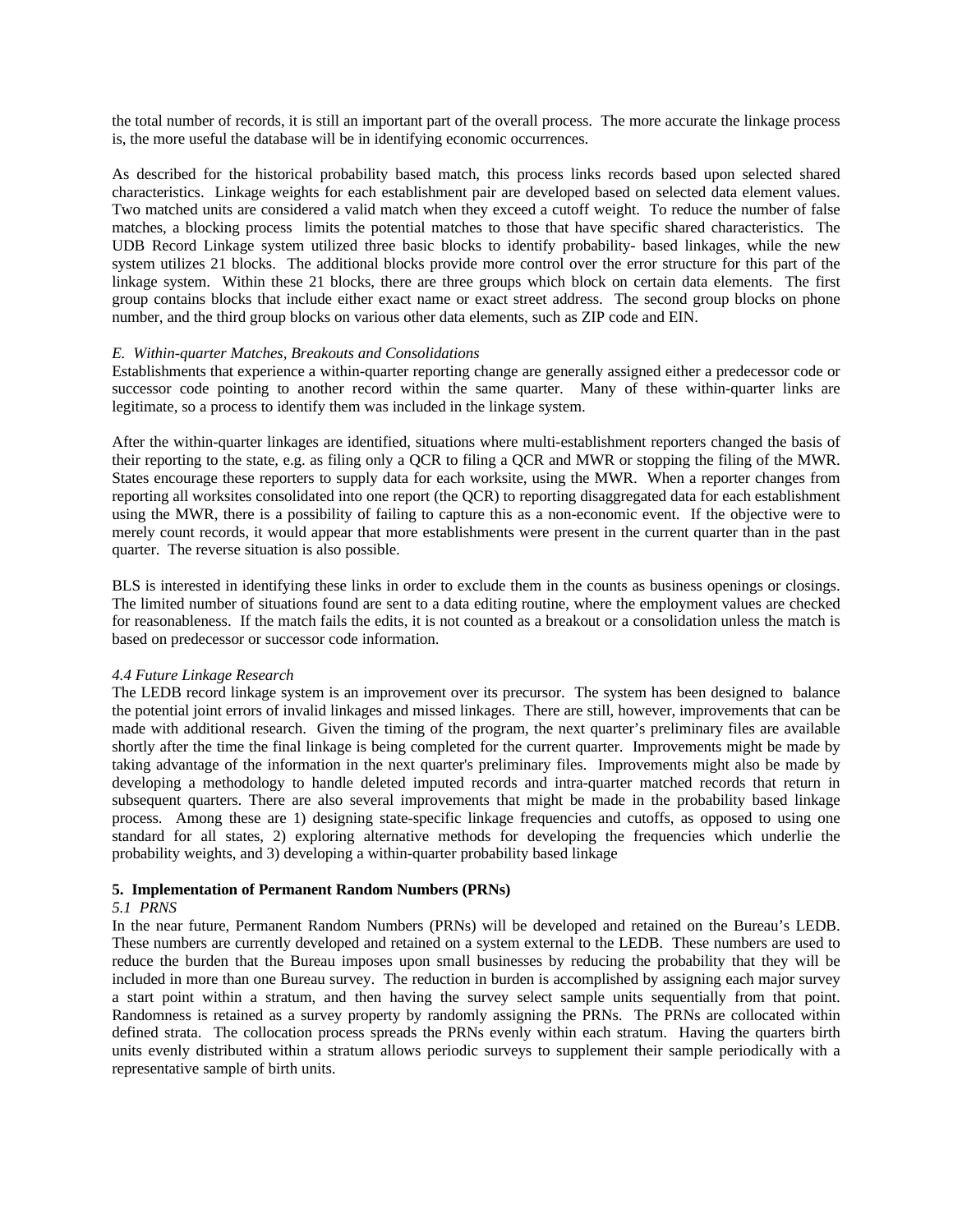the total number of records, it is still an important part of the overall process. The more accurate the linkage process is, the more useful the database will be in identifying economic occurrences.

As described for the historical probability based match, this process links records based upon selected shared characteristics. Linkage weights for each establishment pair are developed based on selected data element values. Two matched units are considered a valid match when they exceed a cutoff weight. To reduce the number of false matches, a blocking process limits the potential matches to those that have specific shared characteristics. The UDB Record Linkage system utilized three basic blocks to identify probability- based linkages, while the new system utilizes 21 blocks. The additional blocks provide more control over the error structure for this part of the linkage system. Within these 21 blocks, there are three groups which block on certain data elements. The first group contains blocks that include either exact name or exact street address. The second group blocks on phone number, and the third group blocks on various other data elements, such as ZIP code and EIN.

*E. Within-quarter Matches, Breakouts and Consolidations*

Establishments that experience a within-quarter reporting change are generally assigned either a predecessor code or successor code pointing to another record within the same quarter. Many of these within-quarter links are legitimate, so a process to identify them was included in the linkage system.

After the within-quarter linkages are identified, situations where multi-establishment reporters changed the basis of their reporting to the state, e.g. as filing only a QCR to filing a QCR and MWR or stopping the filing of the MWR. States encourage these reporters to supply data for each worksite, using the MWR. When a reporter changes from reporting all worksites consolidated into one report (the QCR) to reporting disaggregated data for each establishment using the MWR, there is a possibility of failing to capture this as a non-economic event. If the objective were to merely count records, it would appear that more establishments were present in the current quarter than in the past quarter. The reverse situation is also possible.

BLS is interested in identifying these links in order to exclude them in the counts as business openings or closings. The limited number of situations found are sent to a data editing routine, where the employment values are checked for reasonableness. If the match fails the edits, it is not counted as a breakout or a consolidation unless the match is based on predecessor or successor code information.

*4.4 Future Linkage Research*

The LEDB record linkage system is an improvement over its precursor. The system has been designed to balance the potential joint errors of invalid linkages and missed linkages. There are still, however, improvements that can be made with additional research. Given the timing of the program, the next quarter's preliminary files are available shortly after the time the final linkage is being completed for the current quarter. Improvements might be made by taking advantage of the information in the next quarter's preliminary files. Improvements might also be made by developing a methodology to handle deleted imputed records and intra-quarter matched records that return in subsequent quarters. There are also several improvements that might be made in the probability based linkage process. Among these are 1) designing state-specific linkage frequencies and cutoffs, as opposed to using one standard for all states, 2) exploring alternative methods for developing the frequencies which underlie the probability weights, and 3) developing a within-quarter probability based linkage

**5. Implementation of Permanent Random Numbers (PRNs)**

*5.1 PRNS*

In the near future, Permanent Random Numbers (PRNs) will be developed and retained on the Bureau's LEDB. These numbers are currently developed and retained on a system external to the LEDB. These numbers are used to reduce the burden that the Bureau imposes upon small businesses by reducing the probability that they will be included in more than one Bureau survey. The reduction in burden is accomplished by assigning each major survey a start point within a stratum, and then having the survey select sample units sequentially from that point. Randomness is retained as a survey property by randomly assigning the PRNs. The PRNs are collocated within defined strata. The collocation process spreads the PRNs evenly within each stratum. Having the quarters birth units evenly distributed within a stratum allows periodic surveys to supplement their sample periodically with a representative sample of birth units.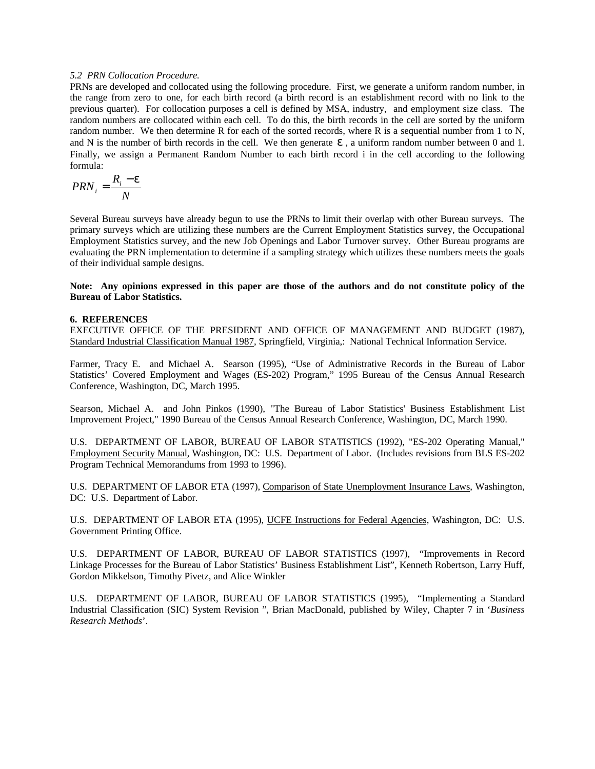*5.2 PRN Collocation Procedure.*

PRNs are developed and collocated using the following procedure. First, we generate a uniform random number, in the range from zero to one, for each birth record (a birth record is an establishment record with no link to the previous quarter). For collocation purposes a cell is defined by MSA, industry, and employment size class. The random numbers are collocated within each cell. To do this, the birth records in the cell are sorted by the uniform random number. We then determine R for each of the sorted records, where R is a sequential number from 1 to N, and N is the number of birth records in the cell. We then generate $\varepsilon$, a uniform random number between 0 and 1. Finally, we assign a Permanent Random Number to each birth record i in the cell according to the following formula:

$$PRN_i = \frac{R_i - \varepsilon}{N}$$

Several Bureau surveys have already begun to use the PRNs to limit their overlap with other Bureau surveys. The primary surveys which are utilizing these numbers are the Current Employment Statistics survey, the Occupational Employment Statistics survey, and the new Job Openings and Labor Turnover survey. Other Bureau programs are evaluating the PRN implementation to determine if a sampling strategy which utilizes these numbers meets the goals of their individual sample designs.

**Note: Any opinions expressed in this paper are those of the authors and do not constitute policy of the Bureau of Labor Statistics.**

## 6. REFERENCES

EXECUTIVE OFFICE OF THE PRESIDENT AND OFFICE OF MANAGEMENT AND BUDGET (1987), Standard Industrial Classification Manual 1987, Springfield, Virginia,: National Technical Information Service.

Farmer, Tracy E. and Michael A. Searson (1995), "Use of Administrative Records in the Bureau of Labor Statistics' Covered Employment and Wages (ES-202) Program," 1995 Bureau of the Census Annual Research Conference, Washington, DC, March 1995.

Searson, Michael A. and John Pinkos (1990), "The Bureau of Labor Statistics' Business Establishment List Improvement Project," 1990 Bureau of the Census Annual Research Conference, Washington, DC, March 1990.

U.S. DEPARTMENT OF LABOR, BUREAU OF LABOR STATISTICS (1992), "ES-202 Operating Manual," Employment Security Manual, Washington, DC: U.S. Department of Labor. (Includes revisions from BLS ES-202 Program Technical Memorandums from 1993 to 1996).

U.S. DEPARTMENT OF LABOR ETA (1997), Comparison of State Unemployment Insurance Laws, Washington, DC: U.S. Department of Labor.

U.S. DEPARTMENT OF LABOR ETA (1995), UCFE Instructions for Federal Agencies, Washington, DC: U.S. Government Printing Office.

U.S. DEPARTMENT OF LABOR, BUREAU OF LABOR STATISTICS (1997), "Improvements in Record Linkage Processes for the Bureau of Labor Statistics' Business Establishment List", Kenneth Robertson, Larry Huff, Gordon Mikkelson, Timothy Pivetz, and Alice Winkler

U.S. DEPARTMENT OF LABOR, BUREAU OF LABOR STATISTICS (1995), "Implementing a Standard Industrial Classification (SIC) System Revision ", Brian MacDonald, published by Wiley, Chapter 7 in '*Business Research Methods*'.